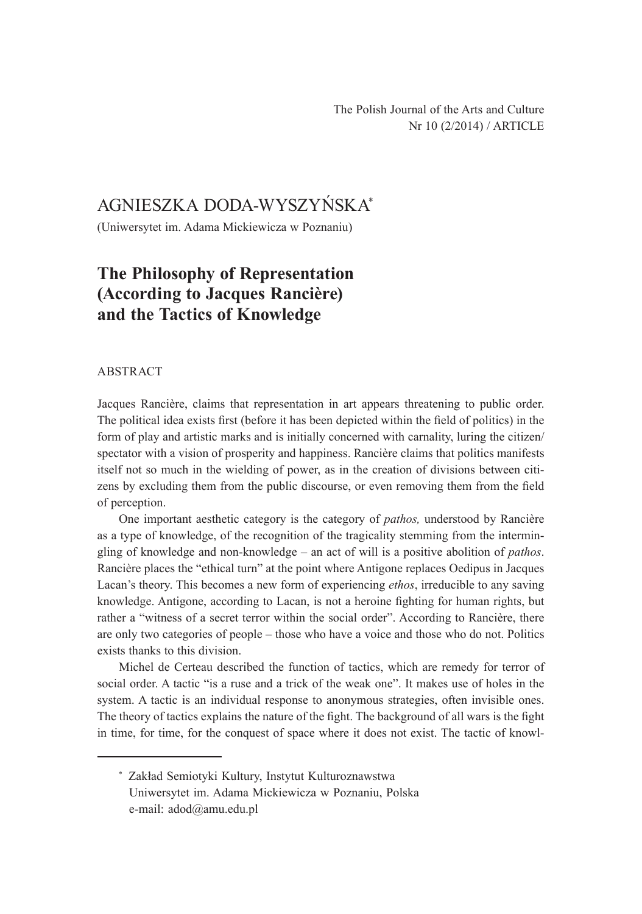The Polish Journal of the Arts and Culture
Nr 10 (2/2014) / ARTICLE

# AGNIESZKA DODA-WYSZYŃSKA*

(Uniwersytet im. Adama Mickiewicza w Poznaniu)

## The Philosophy of Representation (According to Jacques Rancière) and the Tactics of Knowledge

ABSTRACT

Jacques Rancière, claims that representation in art appears threatening to public order. The political idea exists first (before it has been depicted within the field of politics) in the form of play and artistic marks and is initially concerned with carnality, luring the citizen/spectator with a vision of prosperity and happiness. Rancière claims that politics manifests itself not so much in the wielding of power, as in the creation of divisions between citizens by excluding them from the public discourse, or even removing them from the field of perception.

One important aesthetic category is the category of *pathos,* understood by Rancière as a type of knowledge, of the recognition of the tragicality stemming from the intermingling of knowledge and non-knowledge – an act of will is a positive abolition of *pathos*. Rancière places the "ethical turn" at the point where Antigone replaces Oedipus in Jacques Lacan's theory. This becomes a new form of experiencing *ethos*, irreducible to any saving knowledge. Antigone, according to Lacan, is not a heroine fighting for human rights, but rather a "witness of a secret terror within the social order". According to Rancière, there are only two categories of people – those who have a voice and those who do not. Politics exists thanks to this division.

Michel de Certeau described the function of tactics, which are remedy for terror of social order. A tactic "is a ruse and a trick of the weak one". It makes use of holes in the system. A tactic is an individual response to anonymous strategies, often invisible ones. The theory of tactics explains the nature of the fight. The background of all wars is the fight in time, for time, for the conquest of space where it does not exist. The tactic of knowl-

---

\* Zakład Semiotyki Kultury, Instytut Kulturoznawstwa
Uniwersytet im. Adama Mickiewicza w Poznaniu, Polska
e-mail: adod@amu.edu.pl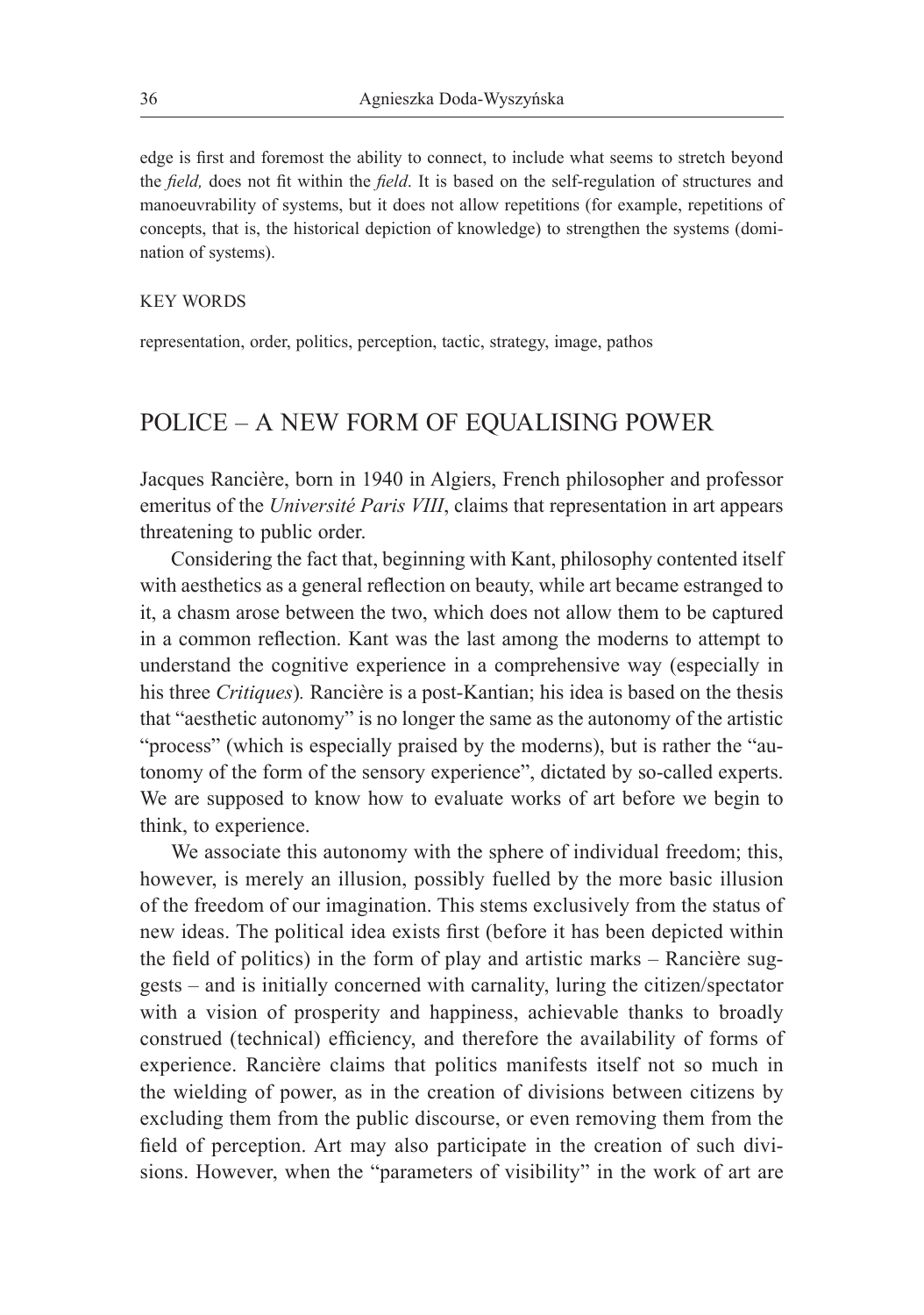edge is first and foremost the ability to connect, to include what seems to stretch beyond the *field,* does not fit within the *field*. It is based on the self-regulation of structures and manoeuvrability of systems, but it does not allow repetitions (for example, repetitions of concepts, that is, the historical depiction of knowledge) to strengthen the systems (domination of systems).

KEY WORDS

representation, order, politics, perception, tactic, strategy, image, pathos

## POLICE – A NEW FORM OF EQUALISING POWER

Jacques Rancière, born in 1940 in Algiers, French philosopher and professor emeritus of the *Université Paris VIII*, claims that representation in art appears threatening to public order.

Considering the fact that, beginning with Kant, philosophy contented itself with aesthetics as a general reflection on beauty, while art became estranged to it, a chasm arose between the two, which does not allow them to be captured in a common reflection. Kant was the last among the moderns to attempt to understand the cognitive experience in a comprehensive way (especially in his three *Critiques*). Rancière is a post-Kantian; his idea is based on the thesis that "aesthetic autonomy" is no longer the same as the autonomy of the artistic "process" (which is especially praised by the moderns), but is rather the "autonomy of the form of the sensory experience", dictated by so-called experts. We are supposed to know how to evaluate works of art before we begin to think, to experience.

We associate this autonomy with the sphere of individual freedom; this, however, is merely an illusion, possibly fuelled by the more basic illusion of the freedom of our imagination. This stems exclusively from the status of new ideas. The political idea exists first (before it has been depicted within the field of politics) in the form of play and artistic marks – Rancière suggests – and is initially concerned with carnality, luring the citizen/spectator with a vision of prosperity and happiness, achievable thanks to broadly construed (technical) efficiency, and therefore the availability of forms of experience. Rancière claims that politics manifests itself not so much in the wielding of power, as in the creation of divisions between citizens by excluding them from the public discourse, or even removing them from the field of perception. Art may also participate in the creation of such divisions. However, when the "parameters of visibility" in the work of art are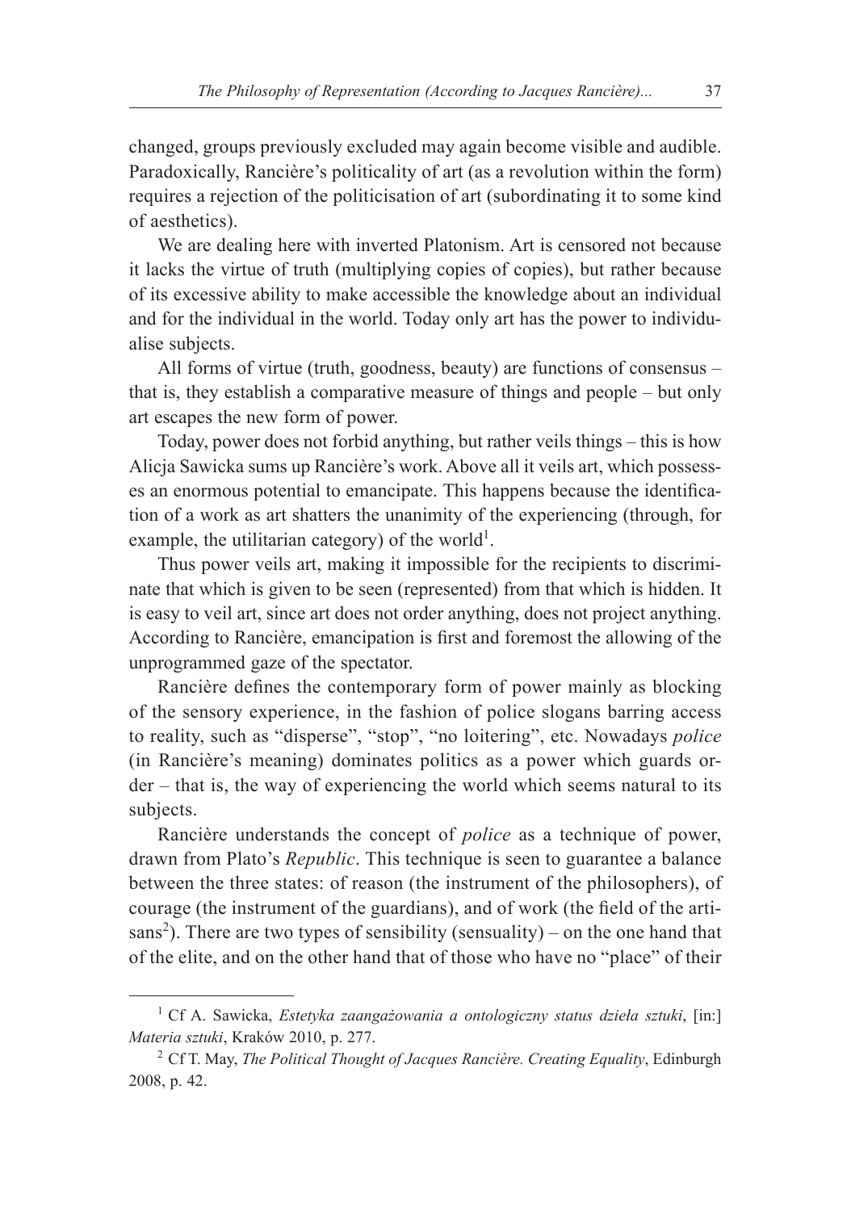changed, groups previously excluded may again become visible and audible. Paradoxically, Rancière's politicality of art (as a revolution within the form) requires a rejection of the politicisation of art (subordinating it to some kind of aesthetics).

We are dealing here with inverted Platonism. Art is censored not because it lacks the virtue of truth (multiplying copies of copies), but rather because of its excessive ability to make accessible the knowledge about an individual and for the individual in the world. Today only art has the power to individualise subjects.

All forms of virtue (truth, goodness, beauty) are functions of consensus – that is, they establish a comparative measure of things and people – but only art escapes the new form of power.

Today, power does not forbid anything, but rather veils things – this is how Alicja Sawicka sums up Rancière's work. Above all it veils art, which possesses an enormous potential to emancipate. This happens because the identification of a work as art shatters the unanimity of the experiencing (through, for example, the utilitarian category) of the world[1].

Thus power veils art, making it impossible for the recipients to discriminate that which is given to be seen (represented) from that which is hidden. It is easy to veil art, since art does not order anything, does not project anything. According to Rancière, emancipation is first and foremost the allowing of the unprogrammed gaze of the spectator.

Rancière defines the contemporary form of power mainly as blocking of the sensory experience, in the fashion of police slogans barring access to reality, such as "disperse", "stop", "no loitering", etc. Nowadays *police* (in Rancière's meaning) dominates politics as a power which guards order – that is, the way of experiencing the world which seems natural to its subjects.

Rancière understands the concept of *police* as a technique of power, drawn from Plato's *Republic*. This technique is seen to guarantee a balance between the three states: of reason (the instrument of the philosophers), of courage (the instrument of the guardians), and of work (the field of the artisans[2]). There are two types of sensibility (sensuality) – on the one hand that of the elite, and on the other hand that of those who have no "place" of their

---

[1] Cf A. Sawicka, *Estetyka zaangażowania a ontologiczny status dzieła sztuki*, [in:] *Materia sztuki*, Kraków 2010, p. 277.

[2] Cf T. May, *The Political Thought of Jacques Rancière. Creating Equality*, Edinburgh 2008, p. 42.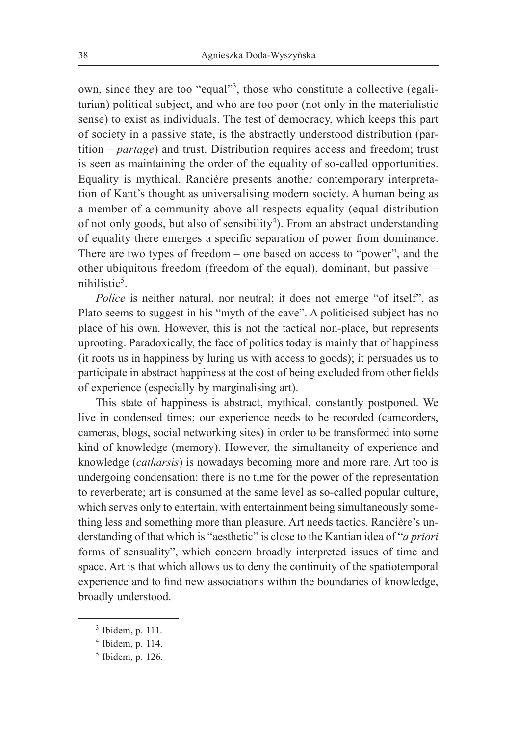own, since they are too "equal"[3], those who constitute a collective (egalitarian) political subject, and who are too poor (not only in the materialistic sense) to exist as individuals. The test of democracy, which keeps this part of society in a passive state, is the abstractly understood distribution (partition – *partage*) and trust. Distribution requires access and freedom; trust is seen as maintaining the order of the equality of so-called opportunities. Equality is mythical. Rancière presents another contemporary interpretation of Kant's thought as universalising modern society. A human being as a member of a community above all respects equality (equal distribution of not only goods, but also of sensibility[4]). From an abstract understanding of equality there emerges a specific separation of power from dominance. There are two types of freedom – one based on access to "power", and the other ubiquitous freedom (freedom of the equal), dominant, but passive – nihilistic[5].

*Police* is neither natural, nor neutral; it does not emerge "of itself", as Plato seems to suggest in his "myth of the cave". A politicised subject has no place of his own. However, this is not the tactical non-place, but represents uprooting. Paradoxically, the face of politics today is mainly that of happiness (it roots us in happiness by luring us with access to goods); it persuades us to participate in abstract happiness at the cost of being excluded from other fields of experience (especially by marginalising art).

This state of happiness is abstract, mythical, constantly postponed. We live in condensed times; our experience needs to be recorded (camcorders, cameras, blogs, social networking sites) in order to be transformed into some kind of knowledge (memory). However, the simultaneity of experience and knowledge (*catharsis*) is nowadays becoming more and more rare. Art too is undergoing condensation: there is no time for the power of the representation to reverberate; art is consumed at the same level as so-called popular culture, which serves only to entertain, with entertainment being simultaneously something less and something more than pleasure. Art needs tactics. Rancière's understanding of that which is "aesthetic" is close to the Kantian idea of "*a priori* forms of sensuality", which concern broadly interpreted issues of time and space. Art is that which allows us to deny the continuity of the spatiotemporal experience and to find new associations within the boundaries of knowledge, broadly understood.

---

[3] Ibidem, p. 111.

[4] Ibidem, p. 114.

[5] Ibidem, p. 126.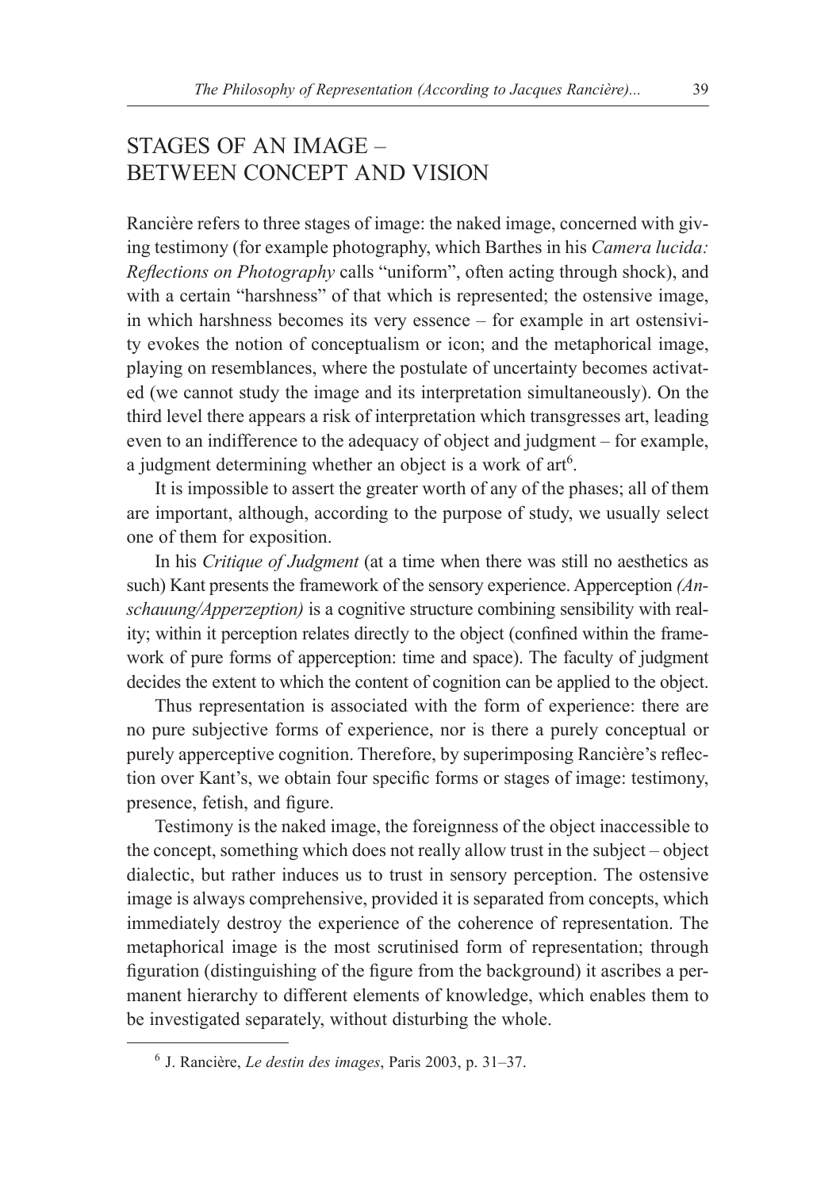## STAGES OF AN IMAGE – BETWEEN CONCEPT AND VISION

Rancière refers to three stages of image: the naked image, concerned with giving testimony (for example photography, which Barthes in his *Camera lucida: Reflections on Photography* calls "uniform", often acting through shock), and with a certain "harshness" of that which is represented; the ostensive image, in which harshness becomes its very essence – for example in art ostensivity evokes the notion of conceptualism or icon; and the metaphorical image, playing on resemblances, where the postulate of uncertainty becomes activated (we cannot study the image and its interpretation simultaneously). On the third level there appears a risk of interpretation which transgresses art, leading even to an indifference to the adequacy of object and judgment – for example, a judgment determining whether an object is a work of art[6].

It is impossible to assert the greater worth of any of the phases; all of them are important, although, according to the purpose of study, we usually select one of them for exposition.

In his *Critique of Judgment* (at a time when there was still no aesthetics as such) Kant presents the framework of the sensory experience. Apperception *(Anschauung/Apperzeption)* is a cognitive structure combining sensibility with reality; within it perception relates directly to the object (confined within the framework of pure forms of apperception: time and space). The faculty of judgment decides the extent to which the content of cognition can be applied to the object.

Thus representation is associated with the form of experience: there are no pure subjective forms of experience, nor is there a purely conceptual or purely apperceptive cognition. Therefore, by superimposing Rancière's reflection over Kant's, we obtain four specific forms or stages of image: testimony, presence, fetish, and figure.

Testimony is the naked image, the foreignness of the object inaccessible to the concept, something which does not really allow trust in the subject – object dialectic, but rather induces us to trust in sensory perception. The ostensive image is always comprehensive, provided it is separated from concepts, which immediately destroy the experience of the coherence of representation. The metaphorical image is the most scrutinised form of representation; through figuration (distinguishing of the figure from the background) it ascribes a permanent hierarchy to different elements of knowledge, which enables them to be investigated separately, without disturbing the whole.

---

[6] J. Rancière, *Le destin des images*, Paris 2003, p. 31–37.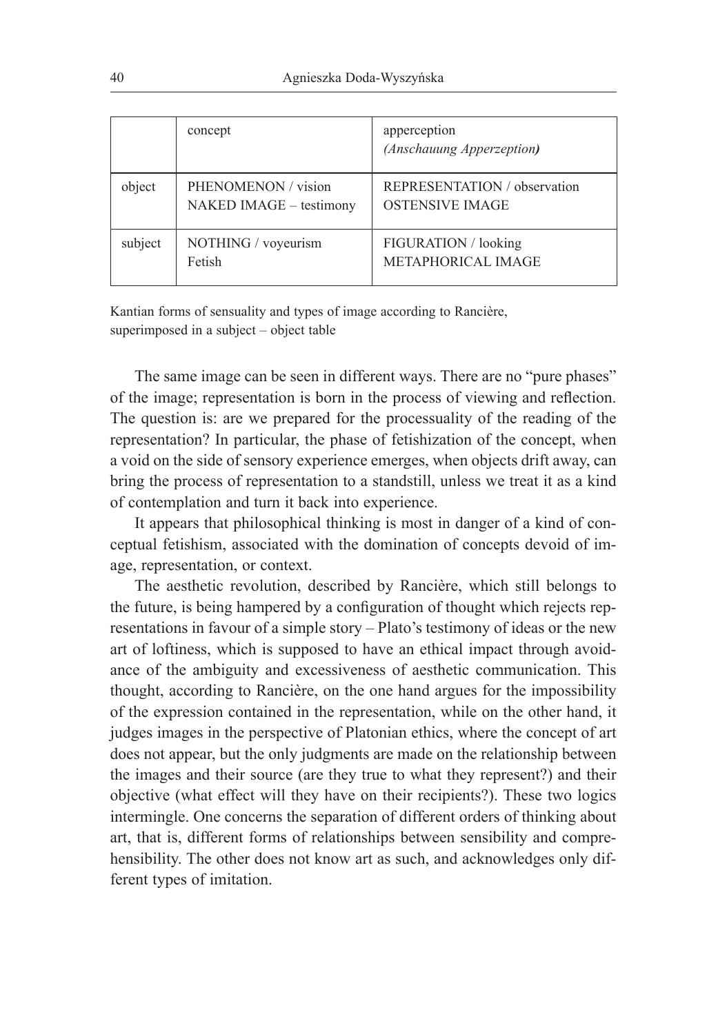| | concept | apperception *(Anschauung Apperzeption)* |
|---|---|---|
| object | PHENOMENON / vision<br>NAKED IMAGE – testimony | REPRESENTATION / observation<br>OSTENSIVE IMAGE |
| subject | NOTHING / voyeurism<br>Fetish | FIGURATION / looking<br>METAPHORICAL IMAGE |

Kantian forms of sensuality and types of image according to Rancière, superimposed in a subject – object table

The same image can be seen in different ways. There are no "pure phases" of the image; representation is born in the process of viewing and reflection. The question is: are we prepared for the processuality of the reading of the representation? In particular, the phase of fetishization of the concept, when a void on the side of sensory experience emerges, when objects drift away, can bring the process of representation to a standstill, unless we treat it as a kind of contemplation and turn it back into experience.

It appears that philosophical thinking is most in danger of a kind of conceptual fetishism, associated with the domination of concepts devoid of image, representation, or context.

The aesthetic revolution, described by Rancière, which still belongs to the future, is being hampered by a configuration of thought which rejects representations in favour of a simple story – Plato's testimony of ideas or the new art of loftiness, which is supposed to have an ethical impact through avoidance of the ambiguity and excessiveness of aesthetic communication. This thought, according to Rancière, on the one hand argues for the impossibility of the expression contained in the representation, while on the other hand, it judges images in the perspective of Platonian ethics, where the concept of art does not appear, but the only judgments are made on the relationship between the images and their source (are they true to what they represent?) and their objective (what effect will they have on their recipients?). These two logics intermingle. One concerns the separation of different orders of thinking about art, that is, different forms of relationships between sensibility and comprehensibility. The other does not know art as such, and acknowledges only different types of imitation.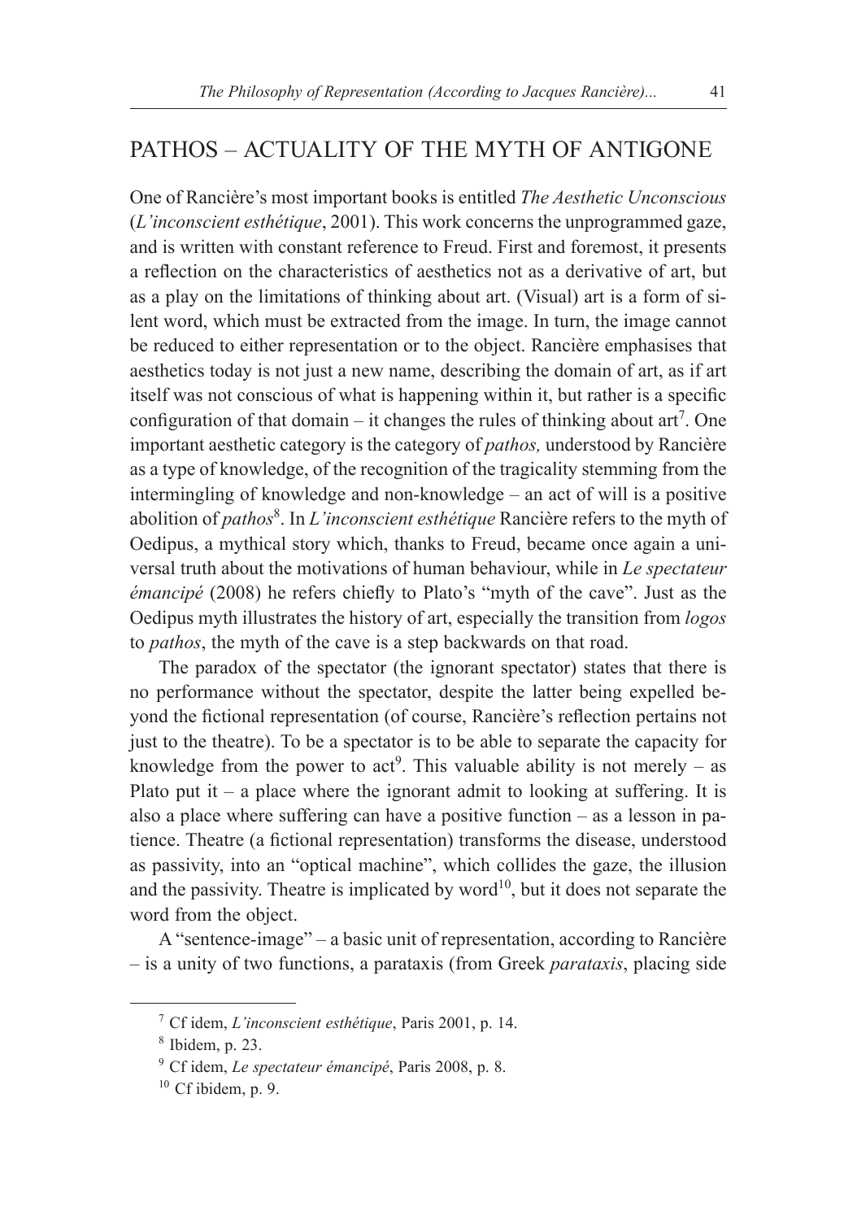## PATHOS – ACTUALITY OF THE MYTH OF ANTIGONE

One of Rancière's most important books is entitled *The Aesthetic Unconscious* (*L'inconscient esthétique*, 2001). This work concerns the unprogrammed gaze, and is written with constant reference to Freud. First and foremost, it presents a reflection on the characteristics of aesthetics not as a derivative of art, but as a play on the limitations of thinking about art. (Visual) art is a form of silent word, which must be extracted from the image. In turn, the image cannot be reduced to either representation or to the object. Rancière emphasises that aesthetics today is not just a new name, describing the domain of art, as if art itself was not conscious of what is happening within it, but rather is a specific configuration of that domain – it changes the rules of thinking about art[7]. One important aesthetic category is the category of *pathos,* understood by Rancière as a type of knowledge, of the recognition of the tragicality stemming from the intermingling of knowledge and non-knowledge – an act of will is a positive abolition of *pathos*[8]. In *L'inconscient esthétique* Rancière refers to the myth of Oedipus, a mythical story which, thanks to Freud, became once again a universal truth about the motivations of human behaviour, while in *Le spectateur émancipé* (2008) he refers chiefly to Plato's "myth of the cave". Just as the Oedipus myth illustrates the history of art, especially the transition from *logos* to *pathos*, the myth of the cave is a step backwards on that road.

The paradox of the spectator (the ignorant spectator) states that there is no performance without the spectator, despite the latter being expelled beyond the fictional representation (of course, Rancière's reflection pertains not just to the theatre). To be a spectator is to be able to separate the capacity for knowledge from the power to act[9]. This valuable ability is not merely – as Plato put it – a place where the ignorant admit to looking at suffering. It is also a place where suffering can have a positive function – as a lesson in patience. Theatre (a fictional representation) transforms the disease, understood as passivity, into an "optical machine", which collides the gaze, the illusion and the passivity. Theatre is implicated by word[10], but it does not separate the word from the object.

A "sentence-image" – a basic unit of representation, according to Rancière – is a unity of two functions, a parataxis (from Greek *parataxis*, placing side

---

[7] Cf idem, *L'inconscient esthétique*, Paris 2001, p. 14.

[8] Ibidem, p. 23.

[9] Cf idem, *Le spectateur émancipé*, Paris 2008, p. 8.

[10] Cf ibidem, p. 9.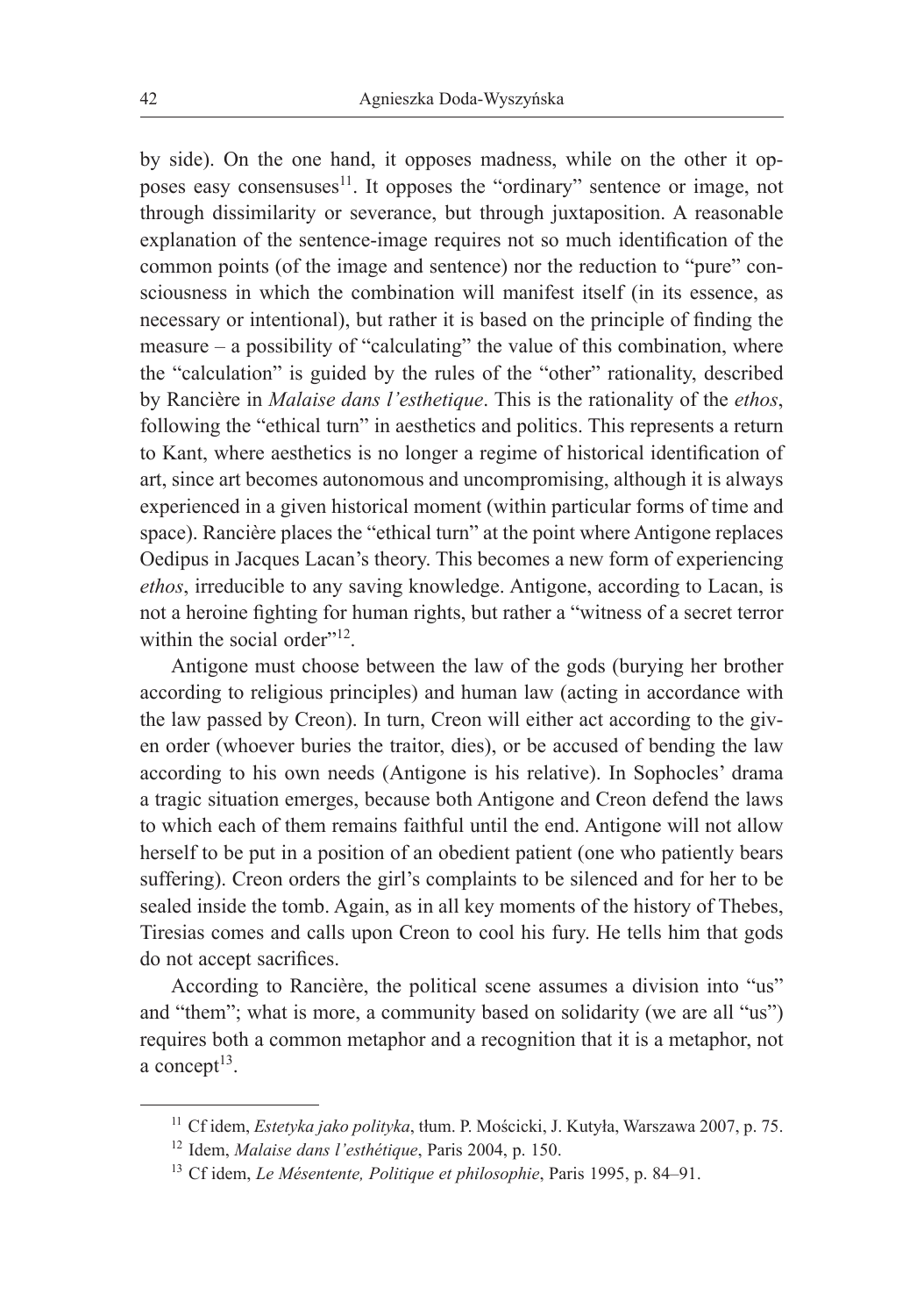by side). On the one hand, it opposes madness, while on the other it opposes easy consensuses[11]. It opposes the "ordinary" sentence or image, not through dissimilarity or severance, but through juxtaposition. A reasonable explanation of the sentence-image requires not so much identification of the common points (of the image and sentence) nor the reduction to "pure" consciousness in which the combination will manifest itself (in its essence, as necessary or intentional), but rather it is based on the principle of finding the measure – a possibility of "calculating" the value of this combination, where the "calculation" is guided by the rules of the "other" rationality, described by Rancière in *Malaise dans l'esthetique*. This is the rationality of the *ethos*, following the "ethical turn" in aesthetics and politics. This represents a return to Kant, where aesthetics is no longer a regime of historical identification of art, since art becomes autonomous and uncompromising, although it is always experienced in a given historical moment (within particular forms of time and space). Rancière places the "ethical turn" at the point where Antigone replaces Oedipus in Jacques Lacan's theory. This becomes a new form of experiencing *ethos*, irreducible to any saving knowledge. Antigone, according to Lacan, is not a heroine fighting for human rights, but rather a "witness of a secret terror within the social order"[12].

Antigone must choose between the law of the gods (burying her brother according to religious principles) and human law (acting in accordance with the law passed by Creon). In turn, Creon will either act according to the given order (whoever buries the traitor, dies), or be accused of bending the law according to his own needs (Antigone is his relative). In Sophocles' drama a tragic situation emerges, because both Antigone and Creon defend the laws to which each of them remains faithful until the end. Antigone will not allow herself to be put in a position of an obedient patient (one who patiently bears suffering). Creon orders the girl's complaints to be silenced and for her to be sealed inside the tomb. Again, as in all key moments of the history of Thebes, Tiresias comes and calls upon Creon to cool his fury. He tells him that gods do not accept sacrifices.

According to Rancière, the political scene assumes a division into "us" and "them"; what is more, a community based on solidarity (we are all "us") requires both a common metaphor and a recognition that it is a metaphor, not a concept[13].

---

[11] Cf idem, *Estetyka jako polityka*, tłum. P. Mościcki, J. Kutyła, Warszawa 2007, p. 75.

[12] Idem, *Malaise dans l'esthétique*, Paris 2004, p. 150.

[13] Cf idem, *Le Mésentente, Politique et philosophie*, Paris 1995, p. 84–91.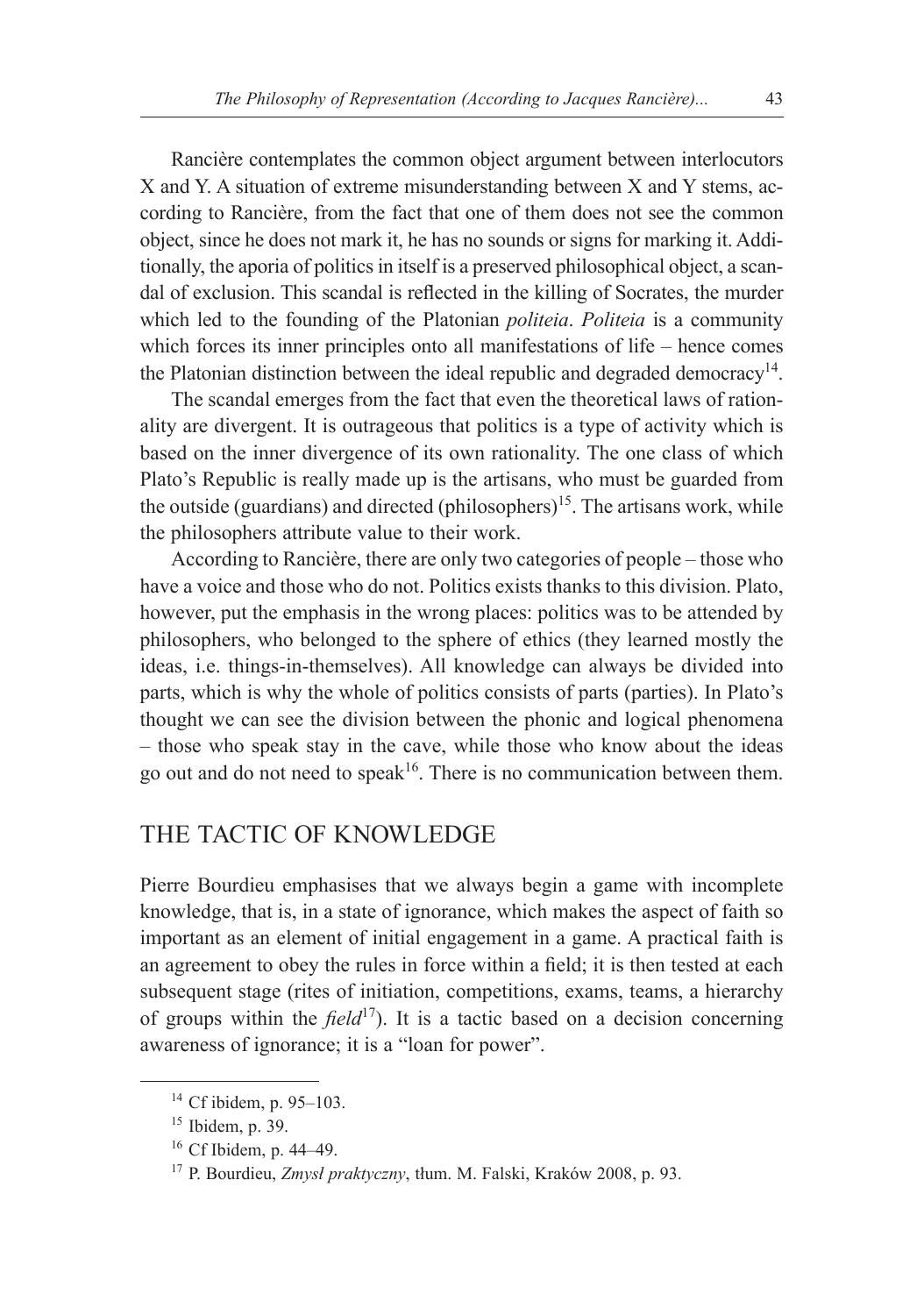Rancière contemplates the common object argument between interlocutors X and Y. A situation of extreme misunderstanding between X and Y stems, according to Rancière, from the fact that one of them does not see the common object, since he does not mark it, he has no sounds or signs for marking it. Additionally, the aporia of politics in itself is a preserved philosophical object, a scandal of exclusion. This scandal is reflected in the killing of Socrates, the murder which led to the founding of the Platonian *politeia*. *Politeia* is a community which forces its inner principles onto all manifestations of life – hence comes the Platonian distinction between the ideal republic and degraded democracy[14].

The scandal emerges from the fact that even the theoretical laws of rationality are divergent. It is outrageous that politics is a type of activity which is based on the inner divergence of its own rationality. The one class of which Plato's Republic is really made up is the artisans, who must be guarded from the outside (guardians) and directed (philosophers)[15]. The artisans work, while the philosophers attribute value to their work.

According to Rancière, there are only two categories of people – those who have a voice and those who do not. Politics exists thanks to this division. Plato, however, put the emphasis in the wrong places: politics was to be attended by philosophers, who belonged to the sphere of ethics (they learned mostly the ideas, i.e. things-in-themselves). All knowledge can always be divided into parts, which is why the whole of politics consists of parts (parties). In Plato's thought we can see the division between the phonic and logical phenomena – those who speak stay in the cave, while those who know about the ideas go out and do not need to speak[16]. There is no communication between them.

## THE TACTIC OF KNOWLEDGE

Pierre Bourdieu emphasises that we always begin a game with incomplete knowledge, that is, in a state of ignorance, which makes the aspect of faith so important as an element of initial engagement in a game. A practical faith is an agreement to obey the rules in force within a field; it is then tested at each subsequent stage (rites of initiation, competitions, exams, teams, a hierarchy of groups within the *field*[17]). It is a tactic based on a decision concerning awareness of ignorance; it is a "loan for power".

---

[14] Cf ibidem, p. 95–103.

[15] Ibidem, p. 39.

[16] Cf Ibidem, p. 44–49.

[17] P. Bourdieu, *Zmysł praktyczny*, tłum. M. Falski, Kraków 2008, p. 93.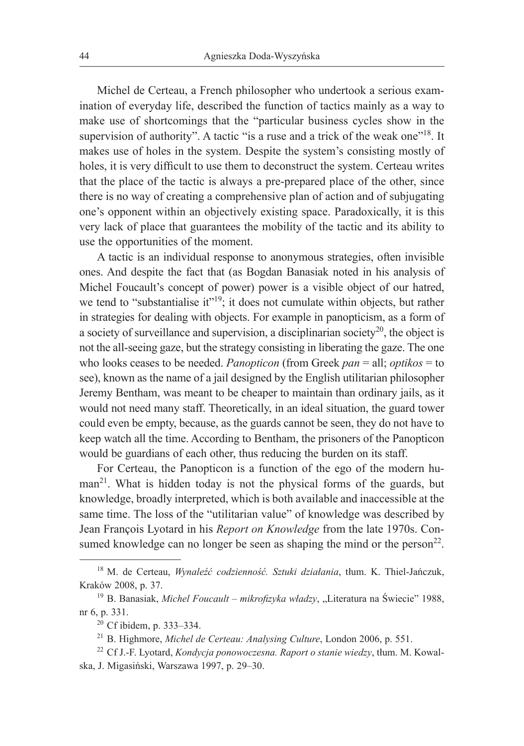Michel de Certeau, a French philosopher who undertook a serious examination of everyday life, described the function of tactics mainly as a way to make use of shortcomings that the "particular business cycles show in the supervision of authority". A tactic "is a ruse and a trick of the weak one"[18]. It makes use of holes in the system. Despite the system's consisting mostly of holes, it is very difficult to use them to deconstruct the system. Certeau writes that the place of the tactic is always a pre-prepared place of the other, since there is no way of creating a comprehensive plan of action and of subjugating one's opponent within an objectively existing space. Paradoxically, it is this very lack of place that guarantees the mobility of the tactic and its ability to use the opportunities of the moment.

A tactic is an individual response to anonymous strategies, often invisible ones. And despite the fact that (as Bogdan Banasiak noted in his analysis of Michel Foucault's concept of power) power is a visible object of our hatred, we tend to "substantialise it"[19]; it does not cumulate within objects, but rather in strategies for dealing with objects. For example in panopticism, as a form of a society of surveillance and supervision, a disciplinarian society[20], the object is not the all-seeing gaze, but the strategy consisting in liberating the gaze. The one who looks ceases to be needed. *Panopticon* (from Greek *pan* = all; *optikos* = to see), known as the name of a jail designed by the English utilitarian philosopher Jeremy Bentham, was meant to be cheaper to maintain than ordinary jails, as it would not need many staff. Theoretically, in an ideal situation, the guard tower could even be empty, because, as the guards cannot be seen, they do not have to keep watch all the time. According to Bentham, the prisoners of the Panopticon would be guardians of each other, thus reducing the burden on its staff.

For Certeau, the Panopticon is a function of the ego of the modern human[21]. What is hidden today is not the physical forms of the guards, but knowledge, broadly interpreted, which is both available and inaccessible at the same time. The loss of the "utilitarian value" of knowledge was described by Jean François Lyotard in his *Report on Knowledge* from the late 1970s. Consumed knowledge can no longer be seen as shaping the mind or the person[22].

---

[18] M. de Certeau, *Wynaleźć codzienność. Sztuki działania*, tłum. K. Thiel-Jańczuk, Kraków 2008, p. 37.

[19] B. Banasiak, *Michel Foucault – mikrofizyka władzy*, „Literatura na Świecie" 1988, nr 6, p. 331.

[20] Cf ibidem, p. 333–334.

[21] B. Highmore, *Michel de Certeau: Analysing Culture*, London 2006, p. 551.

[22] Cf J.-F. Lyotard, *Kondycja ponowoczesna. Raport o stanie wiedzy*, tłum. M. Kowalska, J. Migasiński, Warszawa 1997, p. 29–30.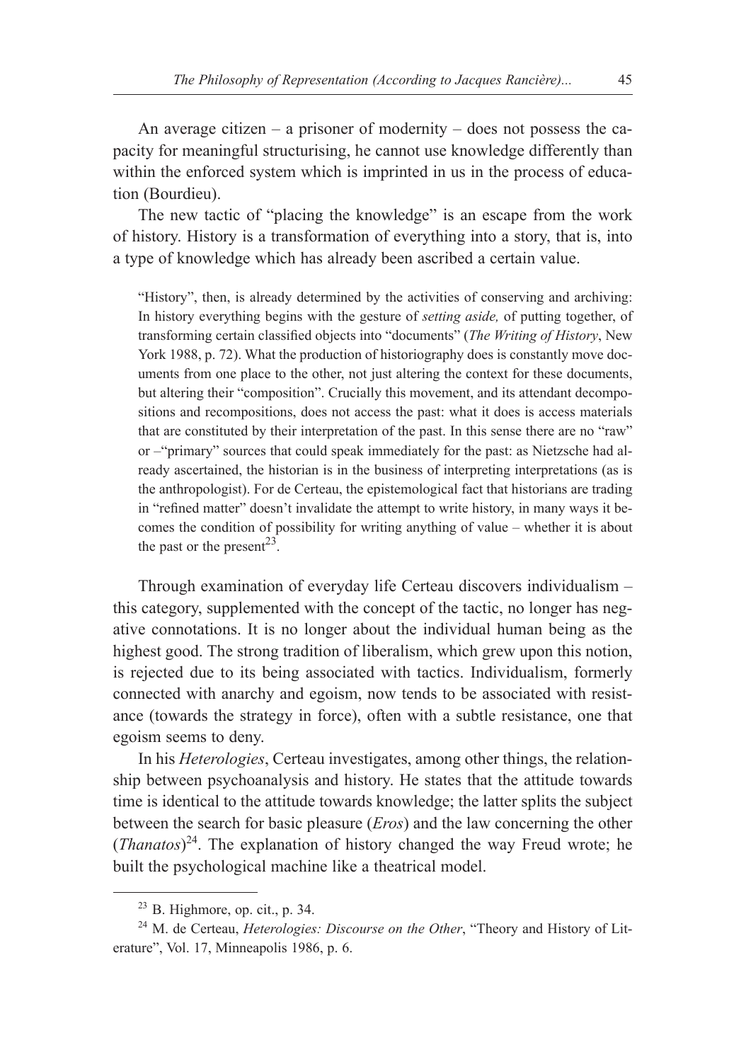An average citizen – a prisoner of modernity – does not possess the capacity for meaningful structurising, he cannot use knowledge differently than within the enforced system which is imprinted in us in the process of education (Bourdieu).

The new tactic of "placing the knowledge" is an escape from the work of history. History is a transformation of everything into a story, that is, into a type of knowledge which has already been ascribed a certain value.

> "History", then, is already determined by the activities of conserving and archiving: In history everything begins with the gesture of *setting aside,* of putting together, of transforming certain classified objects into "documents" (*The Writing of History*, New York 1988, p. 72). What the production of historiography does is constantly move documents from one place to the other, not just altering the context for these documents, but altering their "composition". Crucially this movement, and its attendant decompositions and recompositions, does not access the past: what it does is access materials that are constituted by their interpretation of the past. In this sense there are no "raw" or –"primary" sources that could speak immediately for the past: as Nietzsche had already ascertained, the historian is in the business of interpreting interpretations (as is the anthropologist). For de Certeau, the epistemological fact that historians are trading in "refined matter" doesn't invalidate the attempt to write history, in many ways it becomes the condition of possibility for writing anything of value – whether it is about the past or the present[23].

Through examination of everyday life Certeau discovers individualism – this category, supplemented with the concept of the tactic, no longer has negative connotations. It is no longer about the individual human being as the highest good. The strong tradition of liberalism, which grew upon this notion, is rejected due to its being associated with tactics. Individualism, formerly connected with anarchy and egoism, now tends to be associated with resistance (towards the strategy in force), often with a subtle resistance, one that egoism seems to deny.

In his *Heterologies*, Certeau investigates, among other things, the relationship between psychoanalysis and history. He states that the attitude towards time is identical to the attitude towards knowledge; the latter splits the subject between the search for basic pleasure (*Eros*) and the law concerning the other (*Thanatos*)[24]. The explanation of history changed the way Freud wrote; he built the psychological machine like a theatrical model.

---

[23] B. Highmore, op. cit., p. 34.

[24] M. de Certeau, *Heterologies: Discourse on the Other*, "Theory and History of Literature", Vol. 17, Minneapolis 1986, p. 6.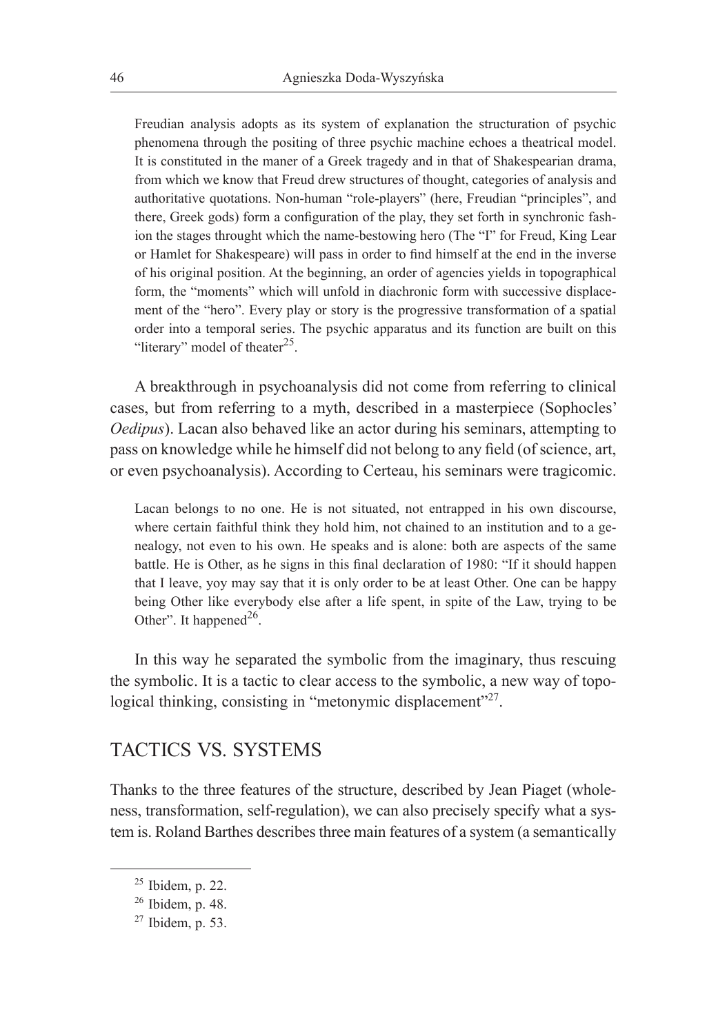> Freudian analysis adopts as its system of explanation the structuration of psychic phenomena through the positing of three psychic machine echoes a theatrical model. It is constituted in the maner of a Greek tragedy and in that of Shakespearian drama, from which we know that Freud drew structures of thought, categories of analysis and authoritative quotations. Non-human "role-players" (here, Freudian "principles", and there, Greek gods) form a configuration of the play, they set forth in synchronic fashion the stages throught which the name-bestowing hero (The "I" for Freud, King Lear or Hamlet for Shakespeare) will pass in order to find himself at the end in the inverse of his original position. At the beginning, an order of agencies yields in topographical form, the "moments" which will unfold in diachronic form with successive displacement of the "hero". Every play or story is the progressive transformation of a spatial order into a temporal series. The psychic apparatus and its function are built on this "literary" model of theater[25].

A breakthrough in psychoanalysis did not come from referring to clinical cases, but from referring to a myth, described in a masterpiece (Sophocles' *Oedipus*). Lacan also behaved like an actor during his seminars, attempting to pass on knowledge while he himself did not belong to any field (of science, art, or even psychoanalysis). According to Certeau, his seminars were tragicomic.

> Lacan belongs to no one. He is not situated, not entrapped in his own discourse, where certain faithful think they hold him, not chained to an institution and to a genealogy, not even to his own. He speaks and is alone: both are aspects of the same battle. He is Other, as he signs in this final declaration of 1980: "If it should happen that I leave, yoy may say that it is only order to be at least Other. One can be happy being Other like everybody else after a life spent, in spite of the Law, trying to be Other". It happened[26].

In this way he separated the symbolic from the imaginary, thus rescuing the symbolic. It is a tactic to clear access to the symbolic, a new way of topological thinking, consisting in "metonymic displacement"[27].

## TACTICS VS. SYSTEMS

Thanks to the three features of the structure, described by Jean Piaget (wholeness, transformation, self-regulation), we can also precisely specify what a system is. Roland Barthes describes three main features of a system (a semantically

---

[25] Ibidem, p. 22.

[26] Ibidem, p. 48.

[27] Ibidem, p. 53.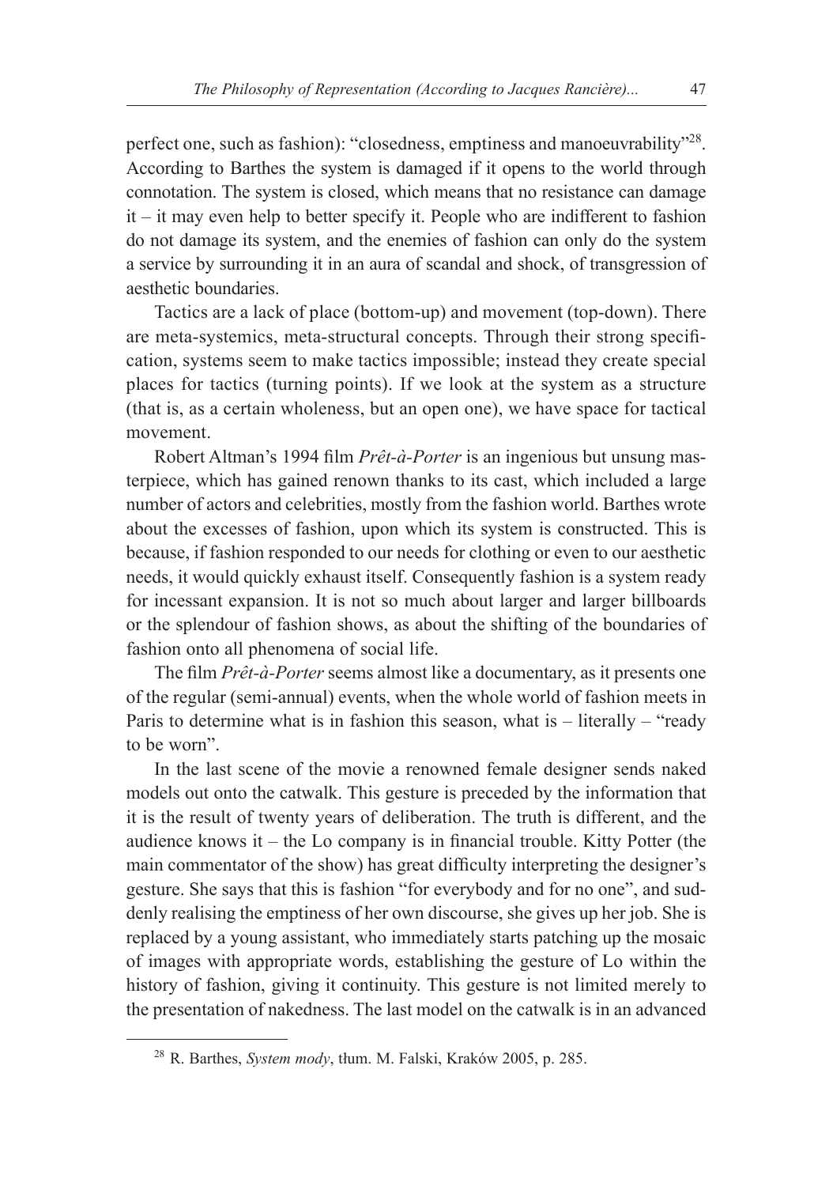perfect one, such as fashion): "closedness, emptiness and manoeuvrability"[28]. According to Barthes the system is damaged if it opens to the world through connotation. The system is closed, which means that no resistance can damage it – it may even help to better specify it. People who are indifferent to fashion do not damage its system, and the enemies of fashion can only do the system a service by surrounding it in an aura of scandal and shock, of transgression of aesthetic boundaries.

Tactics are a lack of place (bottom-up) and movement (top-down). There are meta-systemics, meta-structural concepts. Through their strong specification, systems seem to make tactics impossible; instead they create special places for tactics (turning points). If we look at the system as a structure (that is, as a certain wholeness, but an open one), we have space for tactical movement.

Robert Altman's 1994 film *Prêt-à-Porter* is an ingenious but unsung masterpiece, which has gained renown thanks to its cast, which included a large number of actors and celebrities, mostly from the fashion world. Barthes wrote about the excesses of fashion, upon which its system is constructed. This is because, if fashion responded to our needs for clothing or even to our aesthetic needs, it would quickly exhaust itself. Consequently fashion is a system ready for incessant expansion. It is not so much about larger and larger billboards or the splendour of fashion shows, as about the shifting of the boundaries of fashion onto all phenomena of social life.

The film *Prêt-à-Porter* seems almost like a documentary, as it presents one of the regular (semi-annual) events, when the whole world of fashion meets in Paris to determine what is in fashion this season, what is – literally – "ready to be worn".

In the last scene of the movie a renowned female designer sends naked models out onto the catwalk. This gesture is preceded by the information that it is the result of twenty years of deliberation. The truth is different, and the audience knows it – the Lo company is in financial trouble. Kitty Potter (the main commentator of the show) has great difficulty interpreting the designer's gesture. She says that this is fashion "for everybody and for no one", and suddenly realising the emptiness of her own discourse, she gives up her job. She is replaced by a young assistant, who immediately starts patching up the mosaic of images with appropriate words, establishing the gesture of Lo within the history of fashion, giving it continuity. This gesture is not limited merely to the presentation of nakedness. The last model on the catwalk is in an advanced

[28] R. Barthes, *System mody*, tłum. M. Falski, Kraków 2005, p. 285.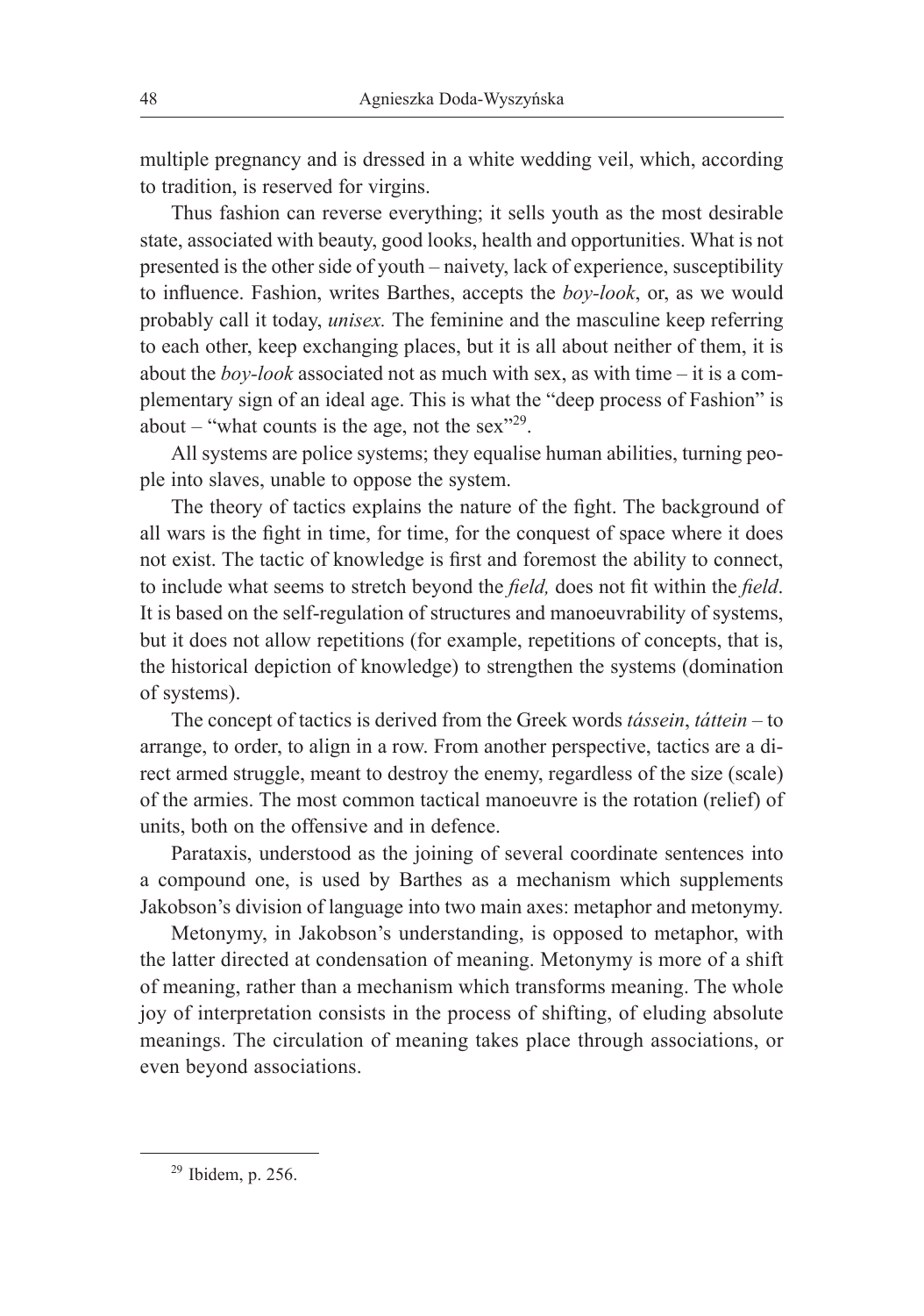multiple pregnancy and is dressed in a white wedding veil, which, according to tradition, is reserved for virgins.

Thus fashion can reverse everything; it sells youth as the most desirable state, associated with beauty, good looks, health and opportunities. What is not presented is the other side of youth – naivety, lack of experience, susceptibility to influence. Fashion, writes Barthes, accepts the *boy-look*, or, as we would probably call it today, *unisex.* The feminine and the masculine keep referring to each other, keep exchanging places, but it is all about neither of them, it is about the *boy-look* associated not as much with sex, as with time – it is a complementary sign of an ideal age. This is what the "deep process of Fashion" is about – "what counts is the age, not the sex"[29].

All systems are police systems; they equalise human abilities, turning people into slaves, unable to oppose the system.

The theory of tactics explains the nature of the fight. The background of all wars is the fight in time, for time, for the conquest of space where it does not exist. The tactic of knowledge is first and foremost the ability to connect, to include what seems to stretch beyond the *field,* does not fit within the *field*. It is based on the self-regulation of structures and manoeuvrability of systems, but it does not allow repetitions (for example, repetitions of concepts, that is, the historical depiction of knowledge) to strengthen the systems (domination of systems).

The concept of tactics is derived from the Greek words *tássein*, *táttein* – to arrange, to order, to align in a row. From another perspective, tactics are a direct armed struggle, meant to destroy the enemy, regardless of the size (scale) of the armies. The most common tactical manoeuvre is the rotation (relief) of units, both on the offensive and in defence.

Parataxis, understood as the joining of several coordinate sentences into a compound one, is used by Barthes as a mechanism which supplements Jakobson's division of language into two main axes: metaphor and metonymy.

Metonymy, in Jakobson's understanding, is opposed to metaphor, with the latter directed at condensation of meaning. Metonymy is more of a shift of meaning, rather than a mechanism which transforms meaning. The whole joy of interpretation consists in the process of shifting, of eluding absolute meanings. The circulation of meaning takes place through associations, or even beyond associations.

---

[29] Ibidem, p. 256.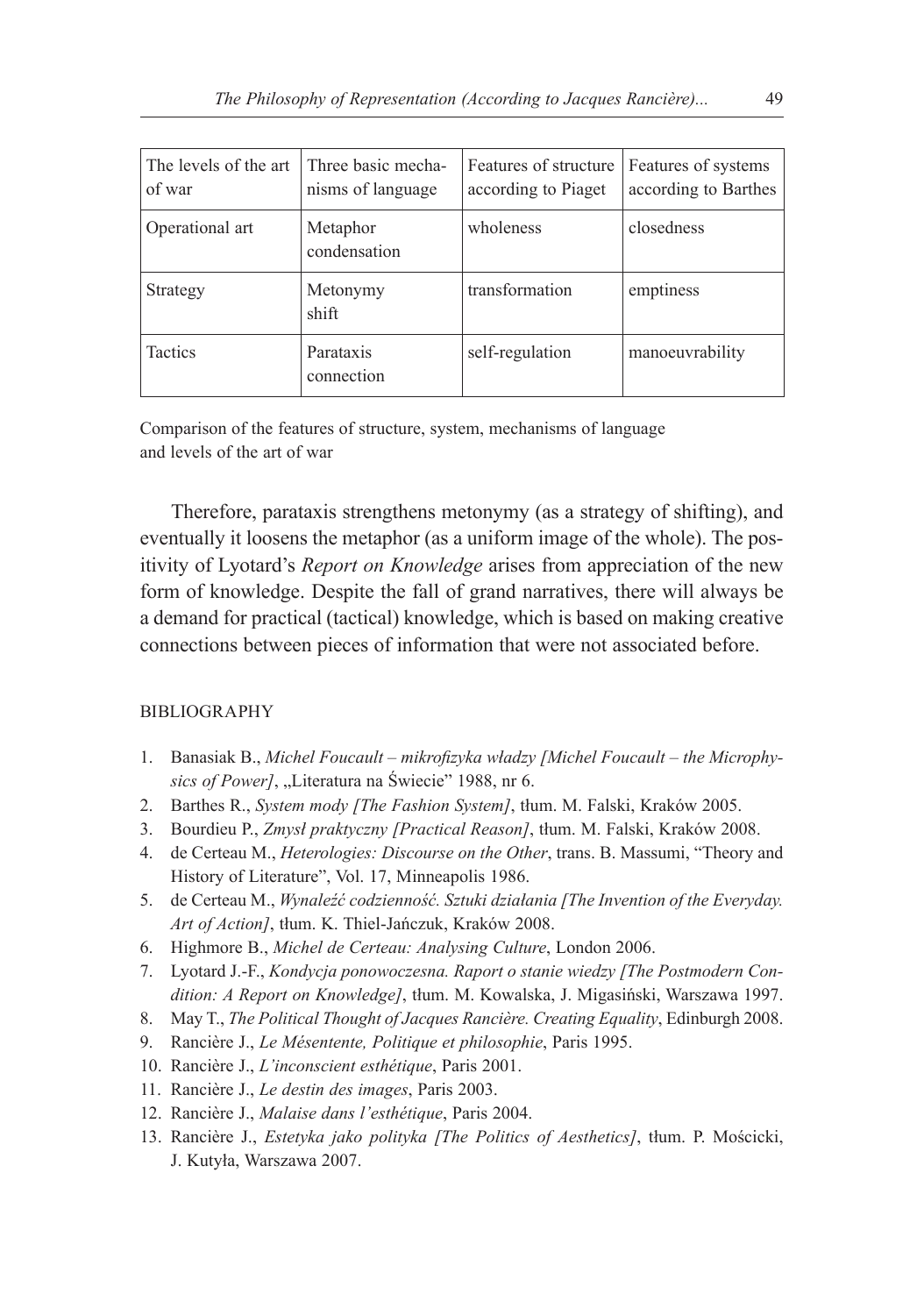| The levels of the art of war | Three basic mechanisms of language | Features of structure according to Piaget | Features of systems according to Barthes |
|---|---|---|---|
| Operational art | Metaphor condensation | wholeness | closedness |
| Strategy | Metonymy shift | transformation | emptiness |
| Tactics | Parataxis connection | self-regulation | manoeuvrability |

Comparison of the features of structure, system, mechanisms of language and levels of the art of war

Therefore, parataxis strengthens metonymy (as a strategy of shifting), and eventually it loosens the metaphor (as a uniform image of the whole). The positivity of Lyotard's *Report on Knowledge* arises from appreciation of the new form of knowledge. Despite the fall of grand narratives, there will always be a demand for practical (tactical) knowledge, which is based on making creative connections between pieces of information that were not associated before.

## BIBLIOGRAPHY

1. Banasiak B., *Michel Foucault – mikrofizyka władzy [Michel Foucault – the Microphysics of Power]*, „Literatura na Świecie" 1988, nr 6.
2. Barthes R., *System mody [The Fashion System]*, tłum. M. Falski, Kraków 2005.
3. Bourdieu P., *Zmysł praktyczny [Practical Reason]*, tłum. M. Falski, Kraków 2008.
4. de Certeau M., *Heterologies: Discourse on the Other*, trans. B. Massumi, "Theory and History of Literature", Vol. 17, Minneapolis 1986.
5. de Certeau M., *Wynaleźć codzienność. Sztuki działania [The Invention of the Everyday. Art of Action]*, tłum. K. Thiel-Jańczuk, Kraków 2008.
6. Highmore B., *Michel de Certeau: Analysing Culture*, London 2006.
7. Lyotard J.-F., *Kondycja ponowoczesna. Raport o stanie wiedzy [The Postmodern Condition: A Report on Knowledge]*, tłum. M. Kowalska, J. Migasiński, Warszawa 1997.
8. May T., *The Political Thought of Jacques Rancière. Creating Equality*, Edinburgh 2008.
9. Rancière J., *Le Mésentente, Politique et philosophie*, Paris 1995.
10. Rancière J., *L'inconscient esthétique*, Paris 2001.
11. Rancière J., *Le destin des images*, Paris 2003.
12. Rancière J., *Malaise dans l'esthétique*, Paris 2004.
13. Rancière J., *Estetyka jako polityka [The Politics of Aesthetics]*, tłum. P. Mościcki, J. Kutyła, Warszawa 2007.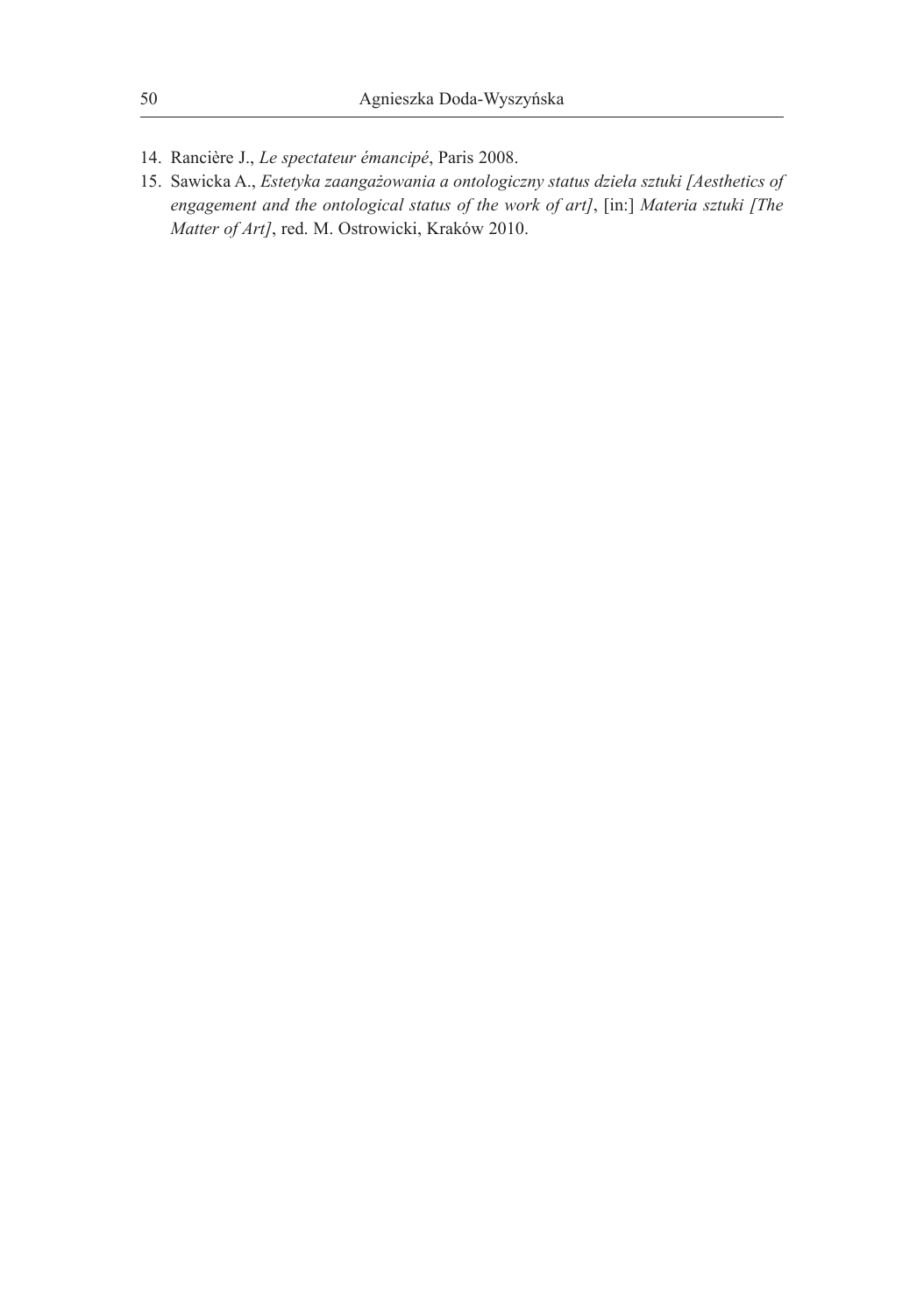14. Rancière J., *Le spectateur émancipé*, Paris 2008.
15. Sawicka A., *Estetyka zaangażowania a ontologiczny status dzieła sztuki [Aesthetics of engagement and the ontological status of the work of art]*, [in:] *Materia sztuki [The Matter of Art]*, red. M. Ostrowicki, Kraków 2010.